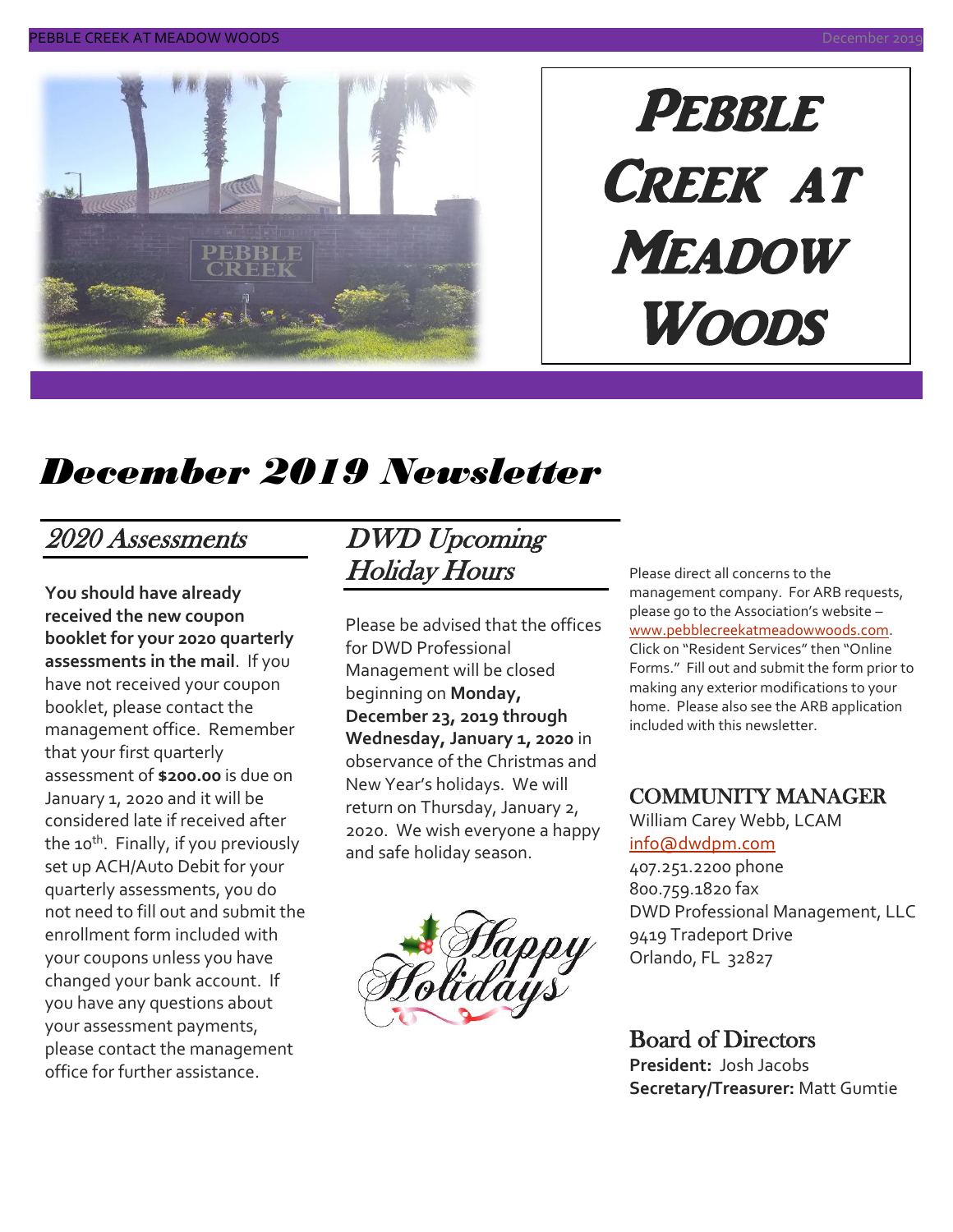# Pebble Creek at Meadow Woods

## *December 2019 Newsletter*

## *2020 Assessments*

**You should have already received the new coupon booklet for your 2020 quarterly assessments in the mail**. If you have not received your coupon booklet, please contact the management office. Remember that your first quarterly assessment of **$200.00** is due on January 1, 2020 and it will be considered late if received after the 10th. Finally, if you previously set up ACH/Auto Debit for your quarterly assessments, you do not need to fill out and submit the enrollment form included with your coupons unless you have changed your bank account. If you have any questions about your assessment payments, please contact the management office for further assistance.

## *DWD Upcoming Holiday Hours*

Please be advised that the offices for DWD Professional Management will be closed beginning on **Monday, December 23, 2019 through Wednesday, January 1, 2020** in observance of the Christmas and New Year's holidays. We will return on Thursday, January 2, 2020. We wish everyone a happy and safe holiday season.

Happy Holidays

Please direct all concerns to the management company. For ARB requests, please go to the Association's website – www.pebblecreekatmeadowwoods.com. Click on "Resident Services" then "Online Forms." Fill out and submit the form prior to making any exterior modifications to your home. Please also see the ARB application included with this newsletter.

## COMMUNITY MANAGER

William Carey Webb, LCAM
info@dwdpm.com
407.251.2200 phone
800.759.1820 fax
DWD Professional Management, LLC
9419 Tradeport Drive
Orlando, FL 32827

## Board of Directors

**President:** Josh Jacobs
**Secretary/Treasurer:** Matt Gumtie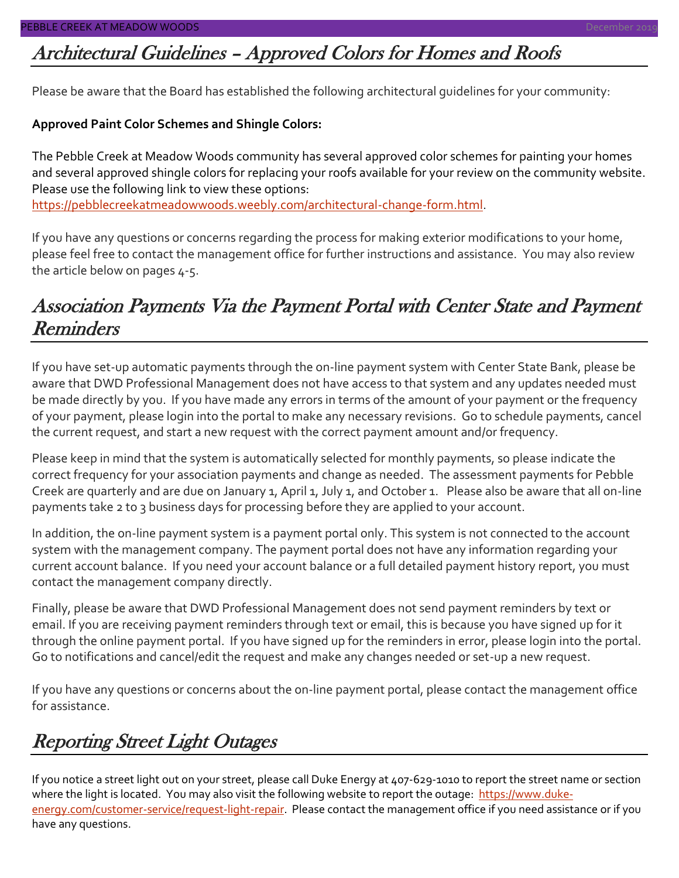## Architectural Guidelines – Approved Colors for Homes and Roofs

Please be aware that the Board has established the following architectural guidelines for your community:

**Approved Paint Color Schemes and Shingle Colors:**

The Pebble Creek at Meadow Woods community has several approved color schemes for painting your homes and several approved shingle colors for replacing your roofs available for your review on the community website. Please use the following link to view these options: https://pebblecreekatmeadowwoods.weebly.com/architectural-change-form.html.

If you have any questions or concerns regarding the process for making exterior modifications to your home, please feel free to contact the management office for further instructions and assistance. You may also review the article below on pages 4-5.

## Association Payments Via the Payment Portal with Center State and Payment Reminders

If you have set-up automatic payments through the on-line payment system with Center State Bank, please be aware that DWD Professional Management does not have access to that system and any updates needed must be made directly by you. If you have made any errors in terms of the amount of your payment or the frequency of your payment, please login into the portal to make any necessary revisions. Go to schedule payments, cancel the current request, and start a new request with the correct payment amount and/or frequency.

Please keep in mind that the system is automatically selected for monthly payments, so please indicate the correct frequency for your association payments and change as needed. The assessment payments for Pebble Creek are quarterly and are due on January 1, April 1, July 1, and October 1. Please also be aware that all on-line payments take 2 to 3 business days for processing before they are applied to your account.

In addition, the on-line payment system is a payment portal only. This system is not connected to the account system with the management company. The payment portal does not have any information regarding your current account balance. If you need your account balance or a full detailed payment history report, you must contact the management company directly.

Finally, please be aware that DWD Professional Management does not send payment reminders by text or email. If you are receiving payment reminders through text or email, this is because you have signed up for it through the online payment portal. If you have signed up for the reminders in error, please login into the portal. Go to notifications and cancel/edit the request and make any changes needed or set-up a new request.

If you have any questions or concerns about the on-line payment portal, please contact the management office for assistance.

## Reporting Street Light Outages

If you notice a street light out on your street, please call Duke Energy at 407-629-1010 to report the street name or section where the light is located. You may also visit the following website to report the outage: https://www.duke-energy.com/customer-service/request-light-repair. Please contact the management office if you need assistance or if you have any questions.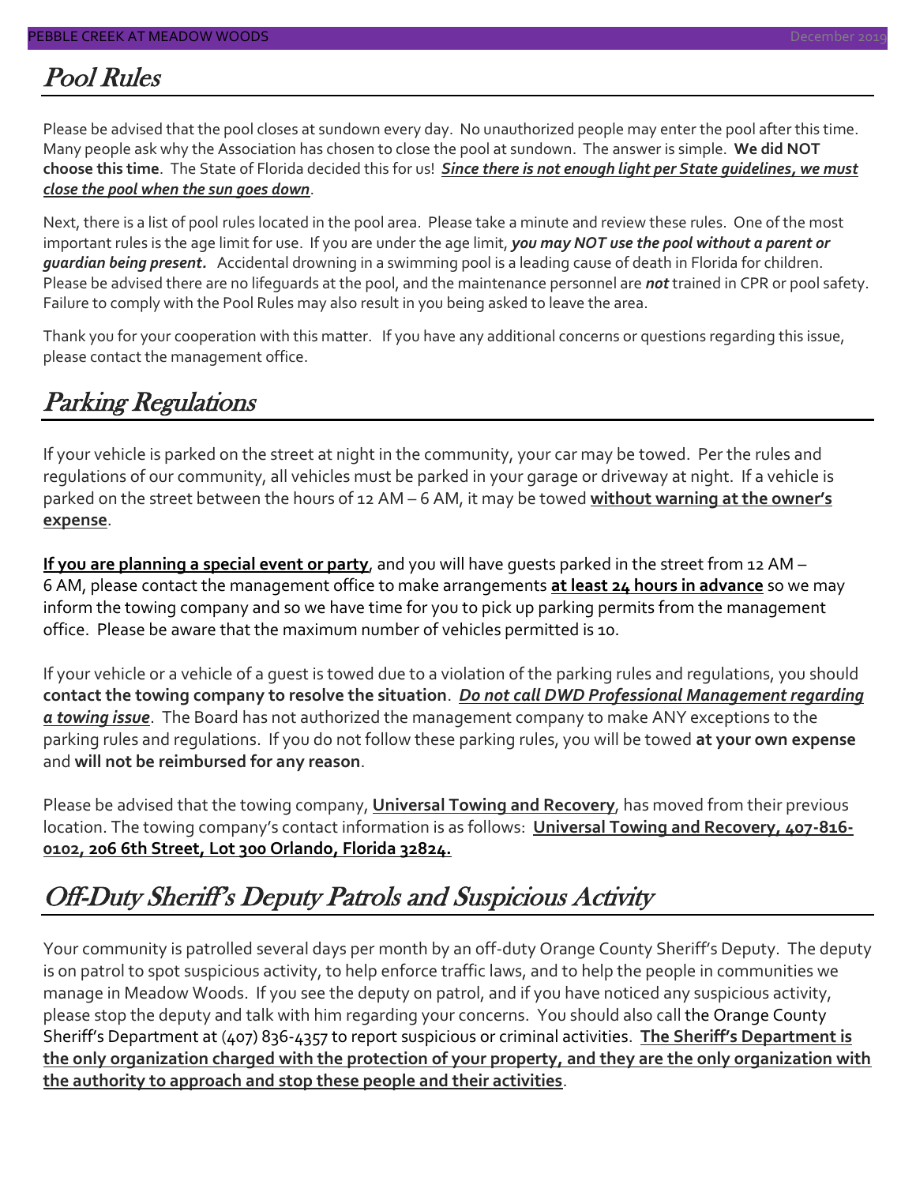## Pool Rules

Please be advised that the pool closes at sundown every day. No unauthorized people may enter the pool after this time. Many people ask why the Association has chosen to close the pool at sundown. The answer is simple. **We did NOT choose this time**. The State of Florida decided this for us! ***Since there is not enough light per State guidelines, we must close the pool when the sun goes down***.

Next, there is a list of pool rules located in the pool area. Please take a minute and review these rules. One of the most important rules is the age limit for use. If you are under the age limit, ***you may NOT use the pool without a parent or guardian being present.*** Accidental drowning in a swimming pool is a leading cause of death in Florida for children. Please be advised there are no lifeguards at the pool, and the maintenance personnel are ***not*** trained in CPR or pool safety. Failure to comply with the Pool Rules may also result in you being asked to leave the area.

Thank you for your cooperation with this matter. If you have any additional concerns or questions regarding this issue, please contact the management office.

## Parking Regulations

If your vehicle is parked on the street at night in the community, your car may be towed. Per the rules and regulations of our community, all vehicles must be parked in your garage or driveway at night. If a vehicle is parked on the street between the hours of 12 AM – 6 AM, it may be towed **without warning at the owner's expense**.

**If you are planning a special event or party**, and you will have guests parked in the street from 12 AM – 6 AM, please contact the management office to make arrangements **at least 24 hours in advance** so we may inform the towing company and so we have time for you to pick up parking permits from the management office. Please be aware that the maximum number of vehicles permitted is 10.

If your vehicle or a vehicle of a guest is towed due to a violation of the parking rules and regulations, you should **contact the towing company to resolve the situation**. ***Do not call DWD Professional Management regarding a towing issue***. The Board has not authorized the management company to make ANY exceptions to the parking rules and regulations. If you do not follow these parking rules, you will be towed **at your own expense** and **will not be reimbursed for any reason**.

Please be advised that the towing company, **Universal Towing and Recovery**, has moved from their previous location. The towing company's contact information is as follows: **Universal Towing and Recovery, 407-816-0102, 206 6th Street, Lot 300 Orlando, Florida 32824.**

## Off-Duty Sheriff's Deputy Patrols and Suspicious Activity

Your community is patrolled several days per month by an off-duty Orange County Sheriff's Deputy. The deputy is on patrol to spot suspicious activity, to help enforce traffic laws, and to help the people in communities we manage in Meadow Woods. If you see the deputy on patrol, and if you have noticed any suspicious activity, please stop the deputy and talk with him regarding your concerns. You should also call the Orange County Sheriff's Department at (407) 836-4357 to report suspicious or criminal activities. **The Sheriff's Department is the only organization charged with the protection of your property, and they are the only organization with the authority to approach and stop these people and their activities**.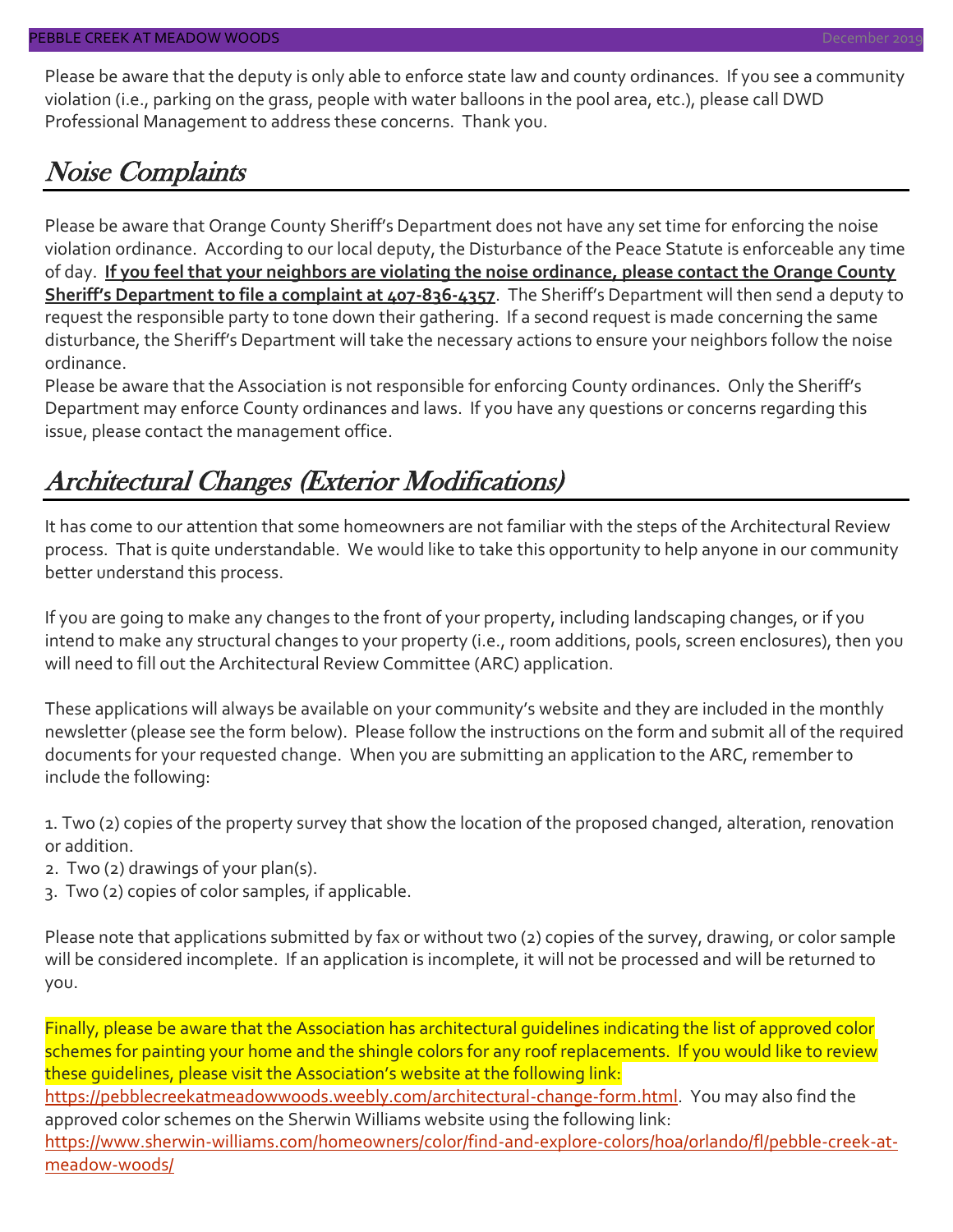Please be aware that the deputy is only able to enforce state law and county ordinances. If you see a community violation (i.e., parking on the grass, people with water balloons in the pool area, etc.), please call DWD Professional Management to address these concerns. Thank you.

## *Noise Complaints*

Please be aware that Orange County Sheriff's Department does not have any set time for enforcing the noise violation ordinance. According to our local deputy, the Disturbance of the Peace Statute is enforceable any time of day. **If you feel that your neighbors are violating the noise ordinance, please contact the Orange County Sheriff's Department to file a complaint at 407-836-4357**. The Sheriff's Department will then send a deputy to request the responsible party to tone down their gathering. If a second request is made concerning the same disturbance, the Sheriff's Department will take the necessary actions to ensure your neighbors follow the noise ordinance.

Please be aware that the Association is not responsible for enforcing County ordinances. Only the Sheriff's Department may enforce County ordinances and laws. If you have any questions or concerns regarding this issue, please contact the management office.

## *Architectural Changes (Exterior Modifications)*

It has come to our attention that some homeowners are not familiar with the steps of the Architectural Review process. That is quite understandable. We would like to take this opportunity to help anyone in our community better understand this process.

If you are going to make any changes to the front of your property, including landscaping changes, or if you intend to make any structural changes to your property (i.e., room additions, pools, screen enclosures), then you will need to fill out the Architectural Review Committee (ARC) application.

These applications will always be available on your community's website and they are included in the monthly newsletter (please see the form below). Please follow the instructions on the form and submit all of the required documents for your requested change. When you are submitting an application to the ARC, remember to include the following:

1. Two (2) copies of the property survey that show the location of the proposed changed, alteration, renovation or addition.
2. Two (2) drawings of your plan(s).
3. Two (2) copies of color samples, if applicable.

Please note that applications submitted by fax or without two (2) copies of the survey, drawing, or color sample will be considered incomplete. If an application is incomplete, it will not be processed and will be returned to you.

Finally, please be aware that the Association has architectural guidelines indicating the list of approved color schemes for painting your home and the shingle colors for any roof replacements. If you would like to review these guidelines, please visit the Association's website at the following link: https://pebblecreekatmeadowwoods.weebly.com/architectural-change-form.html. You may also find the approved color schemes on the Sherwin Williams website using the following link: https://www.sherwin-williams.com/homeowners/color/find-and-explore-colors/hoa/orlando/fl/pebble-creek-at-meadow-woods/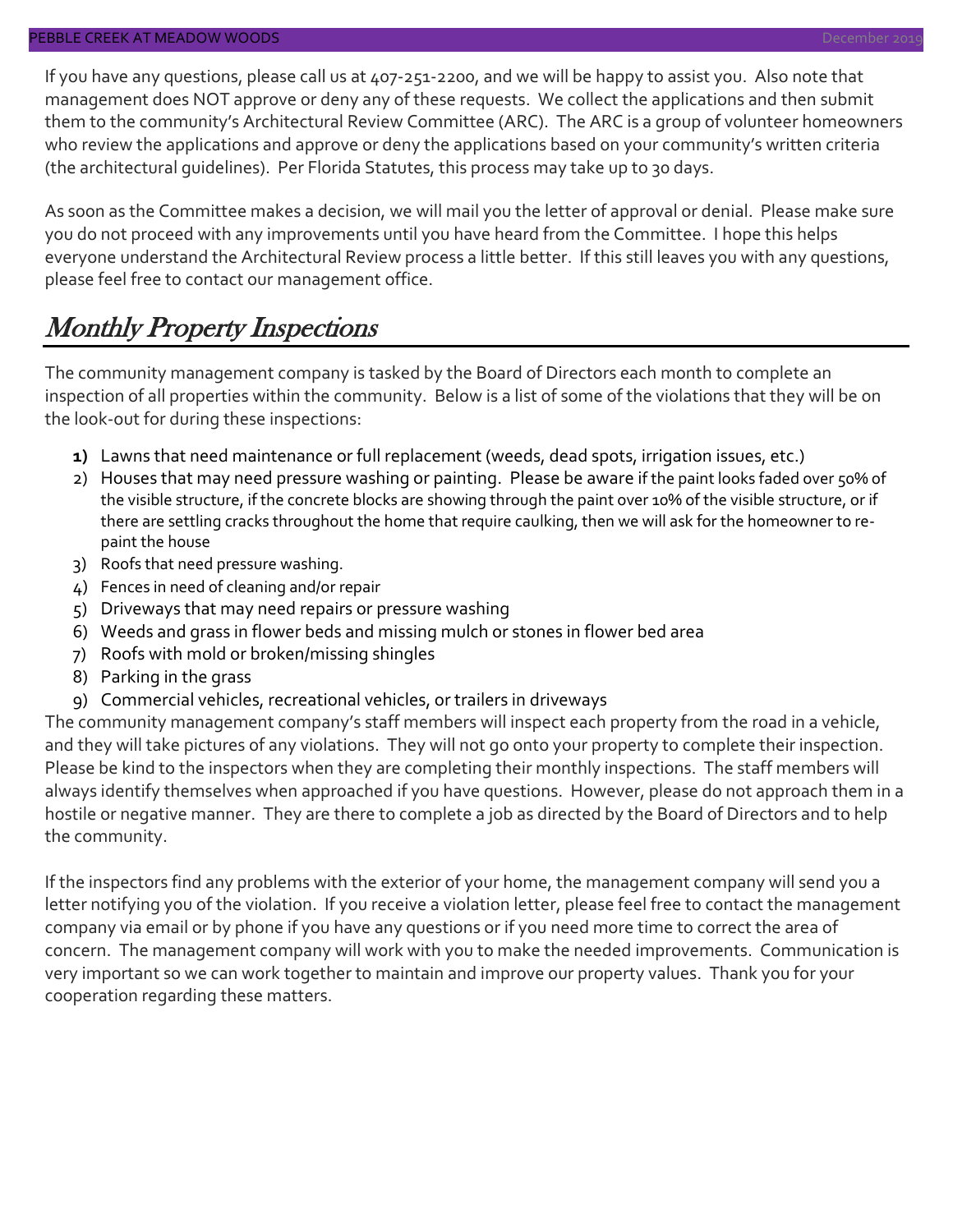If you have any questions, please call us at 407-251-2200, and we will be happy to assist you. Also note that management does NOT approve or deny any of these requests. We collect the applications and then submit them to the community's Architectural Review Committee (ARC). The ARC is a group of volunteer homeowners who review the applications and approve or deny the applications based on your community's written criteria (the architectural guidelines). Per Florida Statutes, this process may take up to 30 days.

As soon as the Committee makes a decision, we will mail you the letter of approval or denial. Please make sure you do not proceed with any improvements until you have heard from the Committee. I hope this helps everyone understand the Architectural Review process a little better. If this still leaves you with any questions, please feel free to contact our management office.

## *Monthly Property Inspections*

The community management company is tasked by the Board of Directors each month to complete an inspection of all properties within the community. Below is a list of some of the violations that they will be on the look-out for during these inspections:

1) Lawns that need maintenance or full replacement (weeds, dead spots, irrigation issues, etc.)
2) Houses that may need pressure washing or painting. Please be aware if the paint looks faded over 50% of the visible structure, if the concrete blocks are showing through the paint over 10% of the visible structure, or if there are settling cracks throughout the home that require caulking, then we will ask for the homeowner to re-paint the house
3) Roofs that need pressure washing.
4) Fences in need of cleaning and/or repair
5) Driveways that may need repairs or pressure washing
6) Weeds and grass in flower beds and missing mulch or stones in flower bed area
7) Roofs with mold or broken/missing shingles
8) Parking in the grass
9) Commercial vehicles, recreational vehicles, or trailers in driveways

The community management company's staff members will inspect each property from the road in a vehicle, and they will take pictures of any violations. They will not go onto your property to complete their inspection. Please be kind to the inspectors when they are completing their monthly inspections. The staff members will always identify themselves when approached if you have questions. However, please do not approach them in a hostile or negative manner. They are there to complete a job as directed by the Board of Directors and to help the community.

If the inspectors find any problems with the exterior of your home, the management company will send you a letter notifying you of the violation. If you receive a violation letter, please feel free to contact the management company via email or by phone if you have any questions or if you need more time to correct the area of concern. The management company will work with you to make the needed improvements. Communication is very important so we can work together to maintain and improve our property values. Thank you for your cooperation regarding these matters.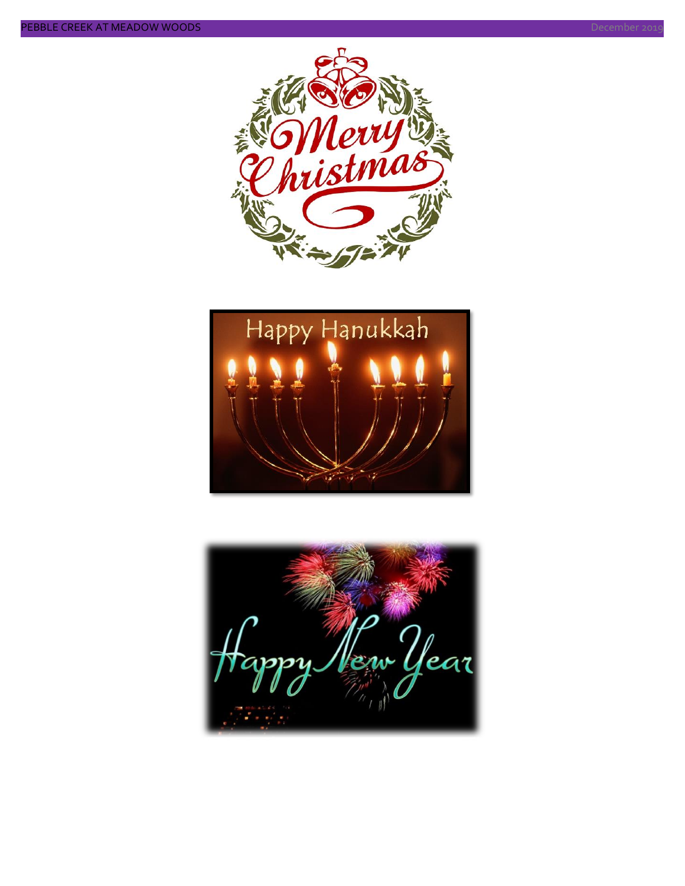Merry Christmas

Happy Hanukkah

Happy New Year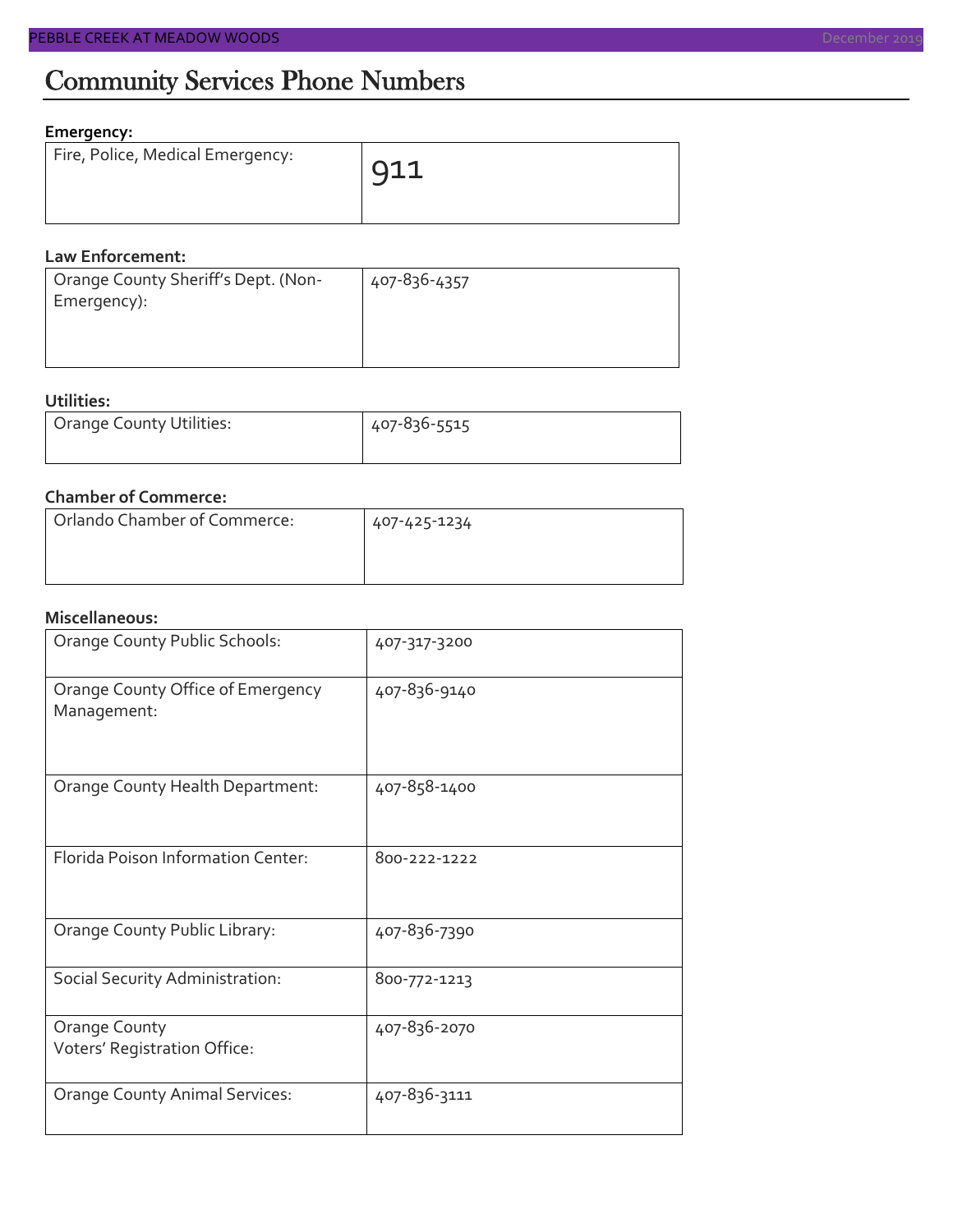# Community Services Phone Numbers

**Emergency:**

| | |
|---|---|
| Fire, Police, Medical Emergency: | 911 |

**Law Enforcement:**

| | |
|---|---|
| Orange County Sheriff's Dept. (Non-Emergency): | 407-836-4357 |

**Utilities:**

| | |
|---|---|
| Orange County Utilities: | 407-836-5515 |

**Chamber of Commerce:**

| | |
|---|---|
| Orlando Chamber of Commerce: | 407-425-1234 |

**Miscellaneous:**

| | |
|---|---|
| Orange County Public Schools: | 407-317-3200 |
| Orange County Office of Emergency Management: | 407-836-9140 |
| Orange County Health Department: | 407-858-1400 |
| Florida Poison Information Center: | 800-222-1222 |
| Orange County Public Library: | 407-836-7390 |
| Social Security Administration: | 800-772-1213 |
| Orange County Voters' Registration Office: | 407-836-2070 |
| Orange County Animal Services: | 407-836-3111 |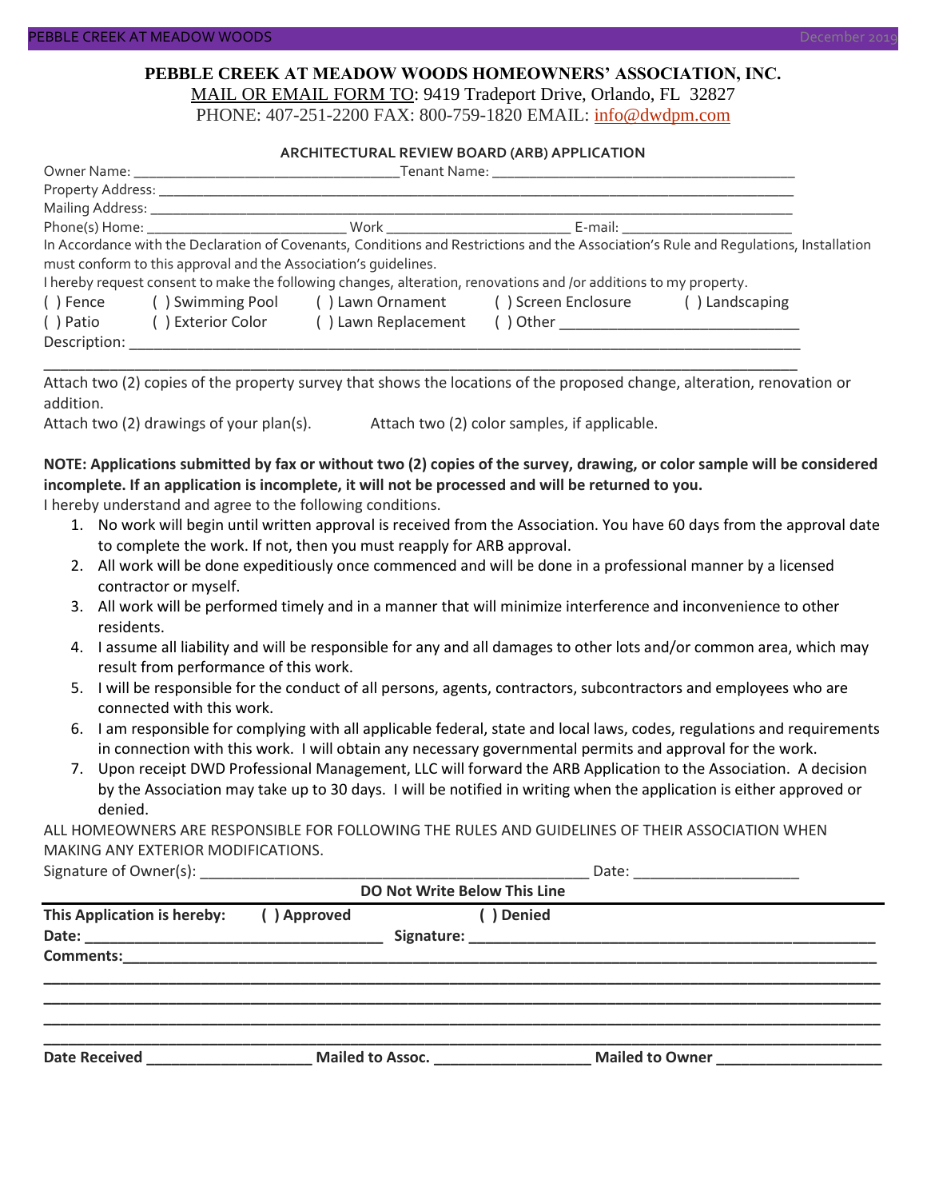**PEBBLE CREEK AT MEADOW WOODS HOMEOWNERS' ASSOCIATION, INC.**

MAIL OR EMAIL FORM TO: 9419 Tradeport Drive, Orlando, FL 32827
PHONE: 407-251-2200 FAX: 800-759-1820 EMAIL: info@dwdpm.com

## ARCHITECTURAL REVIEW BOARD (ARB) APPLICATION

Owner Name: ___________________________________Tenant Name: ________________________________________

Property Address: _____________________________________________________________________________________

Mailing Address: ______________________________________________________________________________________

Phone(s) Home: __________________________ Work _________________________ E-mail: ______________________

In Accordance with the Declaration of Covenants, Conditions and Restrictions and the Association's Rule and Regulations, Installation must conform to this approval and the Association's guidelines.

I hereby request consent to make the following changes, alteration, renovations and /or additions to my property.

( ) Fence ( ) Swimming Pool ( ) Lawn Ornament ( ) Screen Enclosure ( ) Landscaping

( ) Patio ( ) Exterior Color ( ) Lawn Replacement ( ) Other ______________________________

Description: _________________________________________________________________________________________

______________________________________________________________________________________________________

Attach two (2) copies of the property survey that shows the locations of the proposed change, alteration, renovation or addition.

Attach two (2) drawings of your plan(s). Attach two (2) color samples, if applicable.

**NOTE: Applications submitted by fax or without two (2) copies of the survey, drawing, or color sample will be considered incomplete. If an application is incomplete, it will not be processed and will be returned to you.**

I hereby understand and agree to the following conditions.

1. No work will begin until written approval is received from the Association. You have 60 days from the approval date to complete the work. If not, then you must reapply for ARB approval.
2. All work will be done expeditiously once commenced and will be done in a professional manner by a licensed contractor or myself.
3. All work will be performed timely and in a manner that will minimize interference and inconvenience to other residents.
4. I assume all liability and will be responsible for any and all damages to other lots and/or common area, which may result from performance of this work.
5. I will be responsible for the conduct of all persons, agents, contractors, subcontractors and employees who are connected with this work.
6. I am responsible for complying with all applicable federal, state and local laws, codes, regulations and requirements in connection with this work. I will obtain any necessary governmental permits and approval for the work.
7. Upon receipt DWD Professional Management, LLC will forward the ARB Application to the Association. A decision by the Association may take up to 30 days. I will be notified in writing when the application is either approved or denied.

ALL HOMEOWNERS ARE RESPONSIBLE FOR FOLLOWING THE RULES AND GUIDELINES OF THEIR ASSOCIATION WHEN MAKING ANY EXTERIOR MODIFICATIONS.

Signature of Owner(s): _________________________________________________ Date: ____________________

**DO Not Write Below This Line**

---

**This Application is hereby: ( ) Approved ( ) Denied**

**Date: ___________________________________ Signature: ___________________________________________________**

**Comments:___________________________________________________________________________________________**

**_____________________________________________________________________________________________________**

**_____________________________________________________________________________________________________**

**_____________________________________________________________________________________________________**

**_____________________________________________________________________________________________________**

**Date Received ____________________ Mailed to Assoc. ___________________ Mailed to Owner ____________________**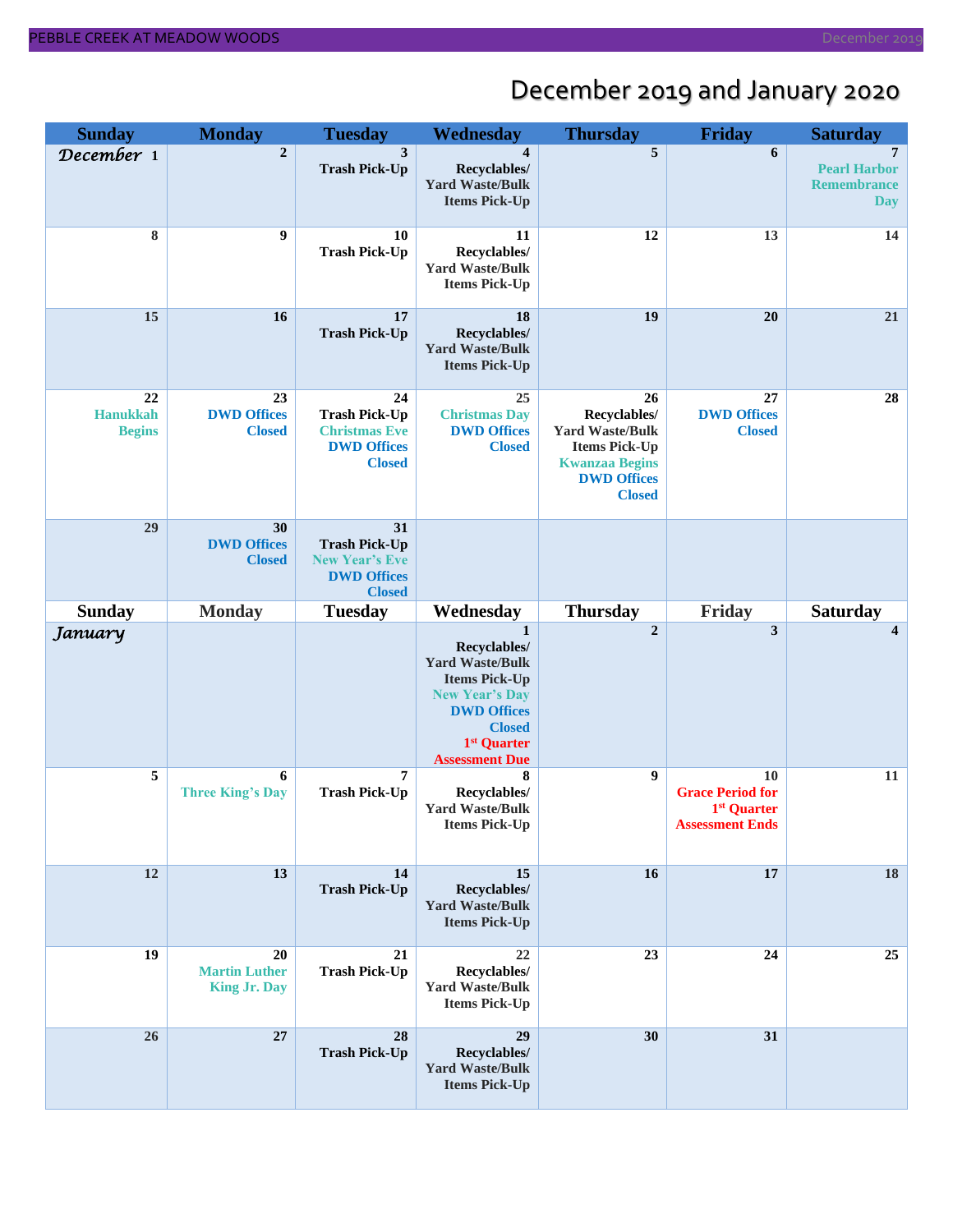# December 2019 and January 2020

| Sunday | Monday | Tuesday | Wednesday | Thursday | Friday | Saturday |
|---|---|---|---|---|---|---|
| *December* 1 | 2 | 3 Trash Pick-Up | 4 Recyclables/ Yard Waste/Bulk Items Pick-Up | 5 | 6 | 7 Pearl Harbor Remembrance Day |
| 8 | 9 | 10 Trash Pick-Up | 11 Recyclables/ Yard Waste/Bulk Items Pick-Up | 12 | 13 | 14 |
| 15 | 16 | 17 Trash Pick-Up | 18 Recyclables/ Yard Waste/Bulk Items Pick-Up | 19 | 20 | 21 |
| 22 Hanukkah Begins | 23 DWD Offices Closed | 24 Trash Pick-Up Christmas Eve DWD Offices Closed | 25 Christmas Day DWD Offices Closed | 26 Recyclables/ Yard Waste/Bulk Items Pick-Up Kwanzaa Begins DWD Offices Closed | 27 DWD Offices Closed | 28 |
| 29 | 30 DWD Offices Closed | 31 Trash Pick-Up New Year's Eve DWD Offices Closed | | | | |
| **Sunday** | **Monday** | **Tuesday** | **Wednesday** | **Thursday** | **Friday** | **Saturday** |
| *January* | | | 1 Recyclables/ Yard Waste/Bulk Items Pick-Up New Year's Day DWD Offices Closed 1st Quarter Assessment Due | 2 | 3 | 4 |
| 5 | 6 Three King's Day | 7 Trash Pick-Up | 8 Recyclables/ Yard Waste/Bulk Items Pick-Up | 9 | 10 Grace Period for 1st Quarter Assessment Ends | 11 |
| 12 | 13 | 14 Trash Pick-Up | 15 Recyclables/ Yard Waste/Bulk Items Pick-Up | 16 | 17 | 18 |
| 19 | 20 Martin Luther King Jr. Day | 21 Trash Pick-Up | 22 Recyclables/ Yard Waste/Bulk Items Pick-Up | 23 | 24 | 25 |
| 26 | 27 | 28 Trash Pick-Up | 29 Recyclables/ Yard Waste/Bulk Items Pick-Up | 30 | 31 | |